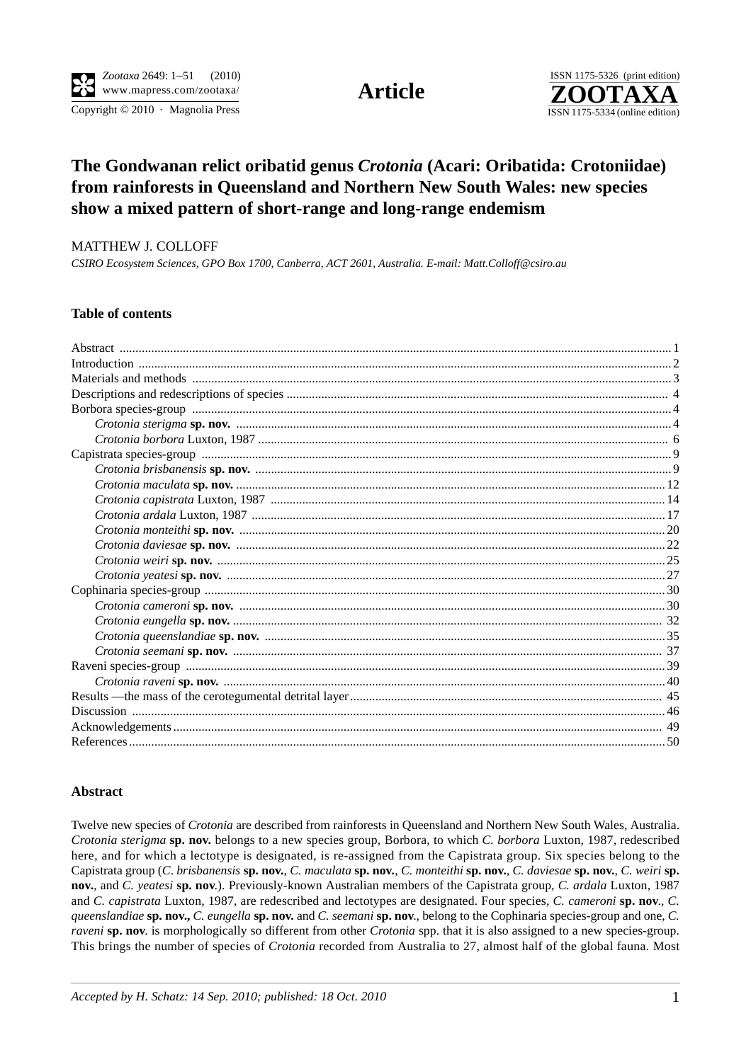# The Gondwanan relict oribatid genus *Crotonia* (Acari: Oribatida: Crotoniidae) from rainforests in Queensland and Northern New South Wales: new species show a mixed pattern of short-range and long-range endemism

MATTHEW J. COLLOFF

*CSIRO Ecosystem Sciences, GPO Box 1700, Canberra, ACT 2601, Australia. E-mail: Matt.Colloff@csiro.au*

## Table of contents

Abstract ... 1
Introduction ... 2
Materials and methods ... 3
Descriptions and redescriptions of species ... 4
Borbora species-group ... 4
- *Crotonia sterigma* **sp. nov.** ... 4
- *Crotonia borbora* Luxton, 1987 ... 6

Capistrata species-group ... 9
- *Crotonia brisbanensis* **sp. nov.** ... 9
- *Crotonia maculata* **sp. nov.** ... 12
- *Crotonia capistrata* Luxton, 1987 ... 14
- *Crotonia ardala* Luxton, 1987 ... 17
- *Crotonia monteithi* **sp. nov.** ... 20
- *Crotonia daviesae* **sp. nov.** ... 22
- *Crotonia weiri* **sp. nov.** ... 25
- *Crotonia yeatesi* **sp. nov.** ... 27

Cophinaria species-group ... 30
- *Crotonia cameroni* **sp. nov.** ... 30
- *Crotonia eungella* **sp. nov.** ... 32
- *Crotonia queenslandiae* **sp. nov.** ... 35
- *Crotonia seemani* **sp. nov.** ... 37

Raveni species-group ... 39
- *Crotonia raveni* **sp. nov.** ... 40

Results —the mass of the cerotegumental detrital layer ... 45
Discussion ... 46
Acknowledgements ... 49
References ... 50

## Abstract

Twelve new species of *Crotonia* are described from rainforests in Queensland and Northern New South Wales, Australia. *Crotonia sterigma* **sp. nov.** belongs to a new species group, Borbora, to which *C. borbora* Luxton, 1987, redescribed here, and for which a lectotype is designated, is re-assigned from the Capistrata group. Six species belong to the Capistrata group (*C. brisbanensis* **sp. nov.**, *C. maculata* **sp. nov.**, *C. monteithi* **sp. nov.**, *C. daviesae* **sp. nov.**, *C. weiri* **sp. nov.**, and *C. yeatesi* **sp. nov**.). Previously-known Australian members of the Capistrata group, *C. ardala* Luxton, 1987 and *C. capistrata* Luxton, 1987, are redescribed and lectotypes are designated. Four species, *C. cameroni* **sp. nov**., *C. queenslandiae* **sp. nov.,** *C. eungella* **sp. nov.** and *C. seemani* **sp. nov**., belong to the Cophinaria species-group and one, *C. raveni* **sp. nov**. is morphologically so different from other *Crotonia* spp. that it is also assigned to a new species-group. This brings the number of species of *Crotonia* recorded from Australia to 27, almost half of the global fauna. Most

*Accepted by H. Schatz: 14 Sep. 2010; published: 18 Oct. 2010*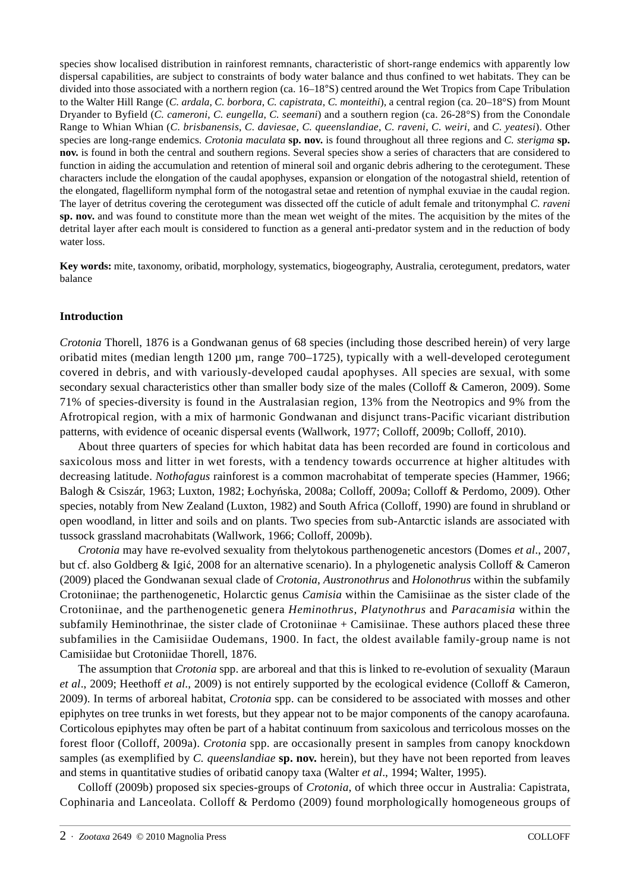species show localised distribution in rainforest remnants, characteristic of short-range endemics with apparently low dispersal capabilities, are subject to constraints of body water balance and thus confined to wet habitats. They can be divided into those associated with a northern region (ca. 16–18°S) centred around the Wet Tropics from Cape Tribulation to the Walter Hill Range (*C. ardala*, *C. borbora*, *C. capistrata*, *C. monteithi*), a central region (ca. 20–18°S) from Mount Dryander to Byfield (*C. cameroni*, *C. eungella*, *C. seemani*) and a southern region (ca. 26-28°S) from the Conondale Range to Whian Whian (*C. brisbanensis*, *C. daviesae*, *C. queenslandiae*, *C. raveni*, *C. weiri*, and *C. yeatesi*). Other species are long-range endemics. *Crotonia maculata* **sp. nov.** is found throughout all three regions and *C. sterigma* **sp. nov.** is found in both the central and southern regions. Several species show a series of characters that are considered to function in aiding the accumulation and retention of mineral soil and organic debris adhering to the cerotegument. These characters include the elongation of the caudal apophyses, expansion or elongation of the notogastral shield, retention of the elongated, flagelliform nymphal form of the notogastral setae and retention of nymphal exuviae in the caudal region. The layer of detritus covering the cerotegument was dissected off the cuticle of adult female and tritonymphal *C. raveni* **sp. nov.** and was found to constitute more than the mean wet weight of the mites. The acquisition by the mites of the detrital layer after each moult is considered to function as a general anti-predator system and in the reduction of body water loss.

**Key words:** mite, taxonomy, oribatid, morphology, systematics, biogeography, Australia, cerotegument, predators, water balance

## Introduction

*Crotonia* Thorell, 1876 is a Gondwanan genus of 68 species (including those described herein) of very large oribatid mites (median length 1200 µm, range 700–1725), typically with a well-developed cerotegument covered in debris, and with variously-developed caudal apophyses. All species are sexual, with some secondary sexual characteristics other than smaller body size of the males (Colloff & Cameron, 2009). Some 71% of species-diversity is found in the Australasian region, 13% from the Neotropics and 9% from the Afrotropical region, with a mix of harmonic Gondwanan and disjunct trans-Pacific vicariant distribution patterns, with evidence of oceanic dispersal events (Wallwork, 1977; Colloff, 2009b; Colloff, 2010).

About three quarters of species for which habitat data has been recorded are found in corticolous and saxicolous moss and litter in wet forests, with a tendency towards occurrence at higher altitudes with decreasing latitude. *Nothofagus* rainforest is a common macrohabitat of temperate species (Hammer, 1966; Balogh & Csiszár, 1963; Luxton, 1982; Łochyńska, 2008a; Colloff, 2009a; Colloff & Perdomo, 2009). Other species, notably from New Zealand (Luxton, 1982) and South Africa (Colloff, 1990) are found in shrubland or open woodland, in litter and soils and on plants. Two species from sub-Antarctic islands are associated with tussock grassland macrohabitats (Wallwork, 1966; Colloff, 2009b).

*Crotonia* may have re-evolved sexuality from thelytokous parthenogenetic ancestors (Domes *et al*., 2007, but cf. also Goldberg & Igić, 2008 for an alternative scenario). In a phylogenetic analysis Colloff & Cameron (2009) placed the Gondwanan sexual clade of *Crotonia*, *Austronothrus* and *Holonothrus* within the subfamily Crotoniinae; the parthenogenetic, Holarctic genus *Camisia* within the Camisiinae as the sister clade of the Crotoniinae, and the parthenogenetic genera *Heminothrus*, *Platynothrus* and *Paracamisia* within the subfamily Heminothrinae, the sister clade of Crotoniinae + Camisiinae. These authors placed these three subfamilies in the Camisiidae Oudemans, 1900. In fact, the oldest available family-group name is not Camisiidae but Crotoniidae Thorell, 1876.

The assumption that *Crotonia* spp. are arboreal and that this is linked to re-evolution of sexuality (Maraun *et al*., 2009; Heethoff *et al*., 2009) is not entirely supported by the ecological evidence (Colloff & Cameron, 2009). In terms of arboreal habitat, *Crotonia* spp. can be considered to be associated with mosses and other epiphytes on tree trunks in wet forests, but they appear not to be major components of the canopy acarofauna. Corticolous epiphytes may often be part of a habitat continuum from saxicolous and terricolous mosses on the forest floor (Colloff, 2009a). *Crotonia* spp. are occasionally present in samples from canopy knockdown samples (as exemplified by *C. queenslandiae* **sp. nov.** herein), but they have not been reported from leaves and stems in quantitative studies of oribatid canopy taxa (Walter *et al*., 1994; Walter, 1995).

Colloff (2009b) proposed six species-groups of *Crotonia*, of which three occur in Australia: Capistrata, Cophinaria and Lanceolata. Colloff & Perdomo (2009) found morphologically homogeneous groups of